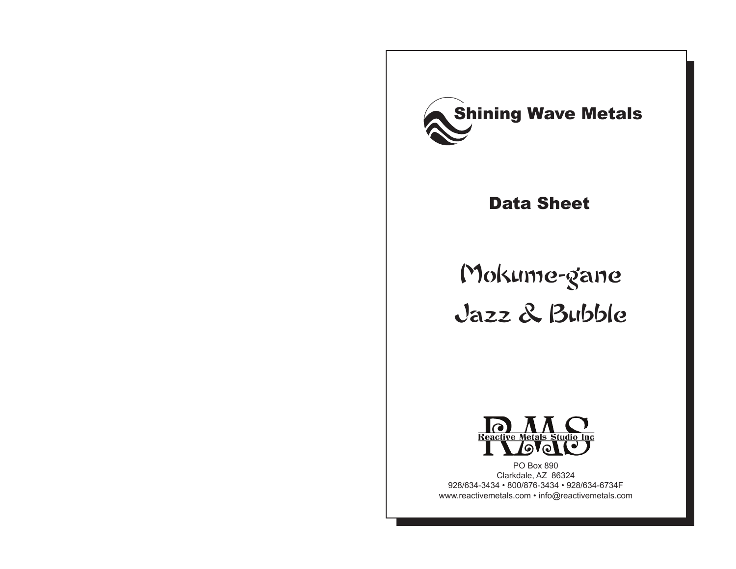Shining Wave Metals

## Data Sheet

# Mokume-gane

# Jazz & Bubble

RMS
Reactive Metals Studio Inc

PO Box 890
Clarkdale, AZ 86324
928/634-3434 • 800/876-3434 • 928/634-6734F
www.reactivemetals.com • info@reactivemetals.com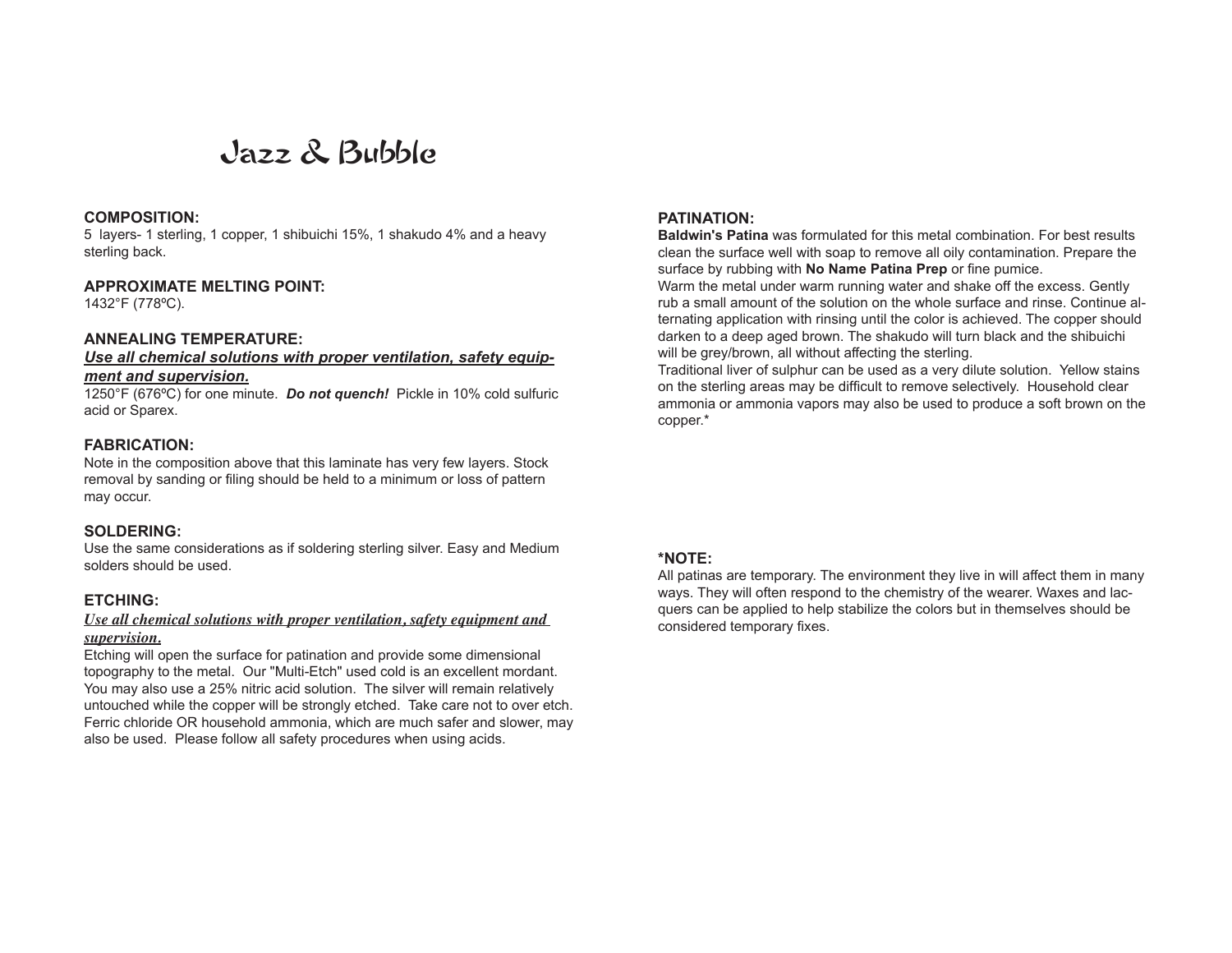# Jazz & Bubble

**COMPOSITION:**

5 layers- 1 sterling, 1 copper, 1 shibuichi 15%, 1 shakudo 4% and a heavy sterling back.

**APPROXIMATE MELTING POINT:**

1432°F (778ºC).

**ANNEALING TEMPERATURE:**

***Use all chemical solutions with proper ventilation, safety equipment and supervision.***

1250°F (676ºC) for one minute. ***Do not quench!*** Pickle in 10% cold sulfuric acid or Sparex.

**FABRICATION:**

Note in the composition above that this laminate has very few layers. Stock removal by sanding or filing should be held to a minimum or loss of pattern may occur.

**SOLDERING:**

Use the same considerations as if soldering sterling silver. Easy and Medium solders should be used.

**ETCHING:**

***Use all chemical solutions with proper ventilation, safety equipment and supervision.***

Etching will open the surface for patination and provide some dimensional topography to the metal. Our "Multi-Etch" used cold is an excellent mordant. You may also use a 25% nitric acid solution. The silver will remain relatively untouched while the copper will be strongly etched. Take care not to over etch. Ferric chloride OR household ammonia, which are much safer and slower, may also be used. Please follow all safety procedures when using acids.

**PATINATION:**

**Baldwin's Patina** was formulated for this metal combination. For best results clean the surface well with soap to remove all oily contamination. Prepare the surface by rubbing with **No Name Patina Prep** or fine pumice.

Warm the metal under warm running water and shake off the excess. Gently rub a small amount of the solution on the whole surface and rinse. Continue alternating application with rinsing until the color is achieved. The copper should darken to a deep aged brown. The shakudo will turn black and the shibuichi will be grey/brown, all without affecting the sterling.

Traditional liver of sulphur can be used as a very dilute solution. Yellow stains on the sterling areas may be difficult to remove selectively. Household clear ammonia or ammonia vapors may also be used to produce a soft brown on the copper.*

**\*NOTE:**

All patinas are temporary. The environment they live in will affect them in many ways. They will often respond to the chemistry of the wearer. Waxes and lacquers can be applied to help stabilize the colors but in themselves should be considered temporary fixes.